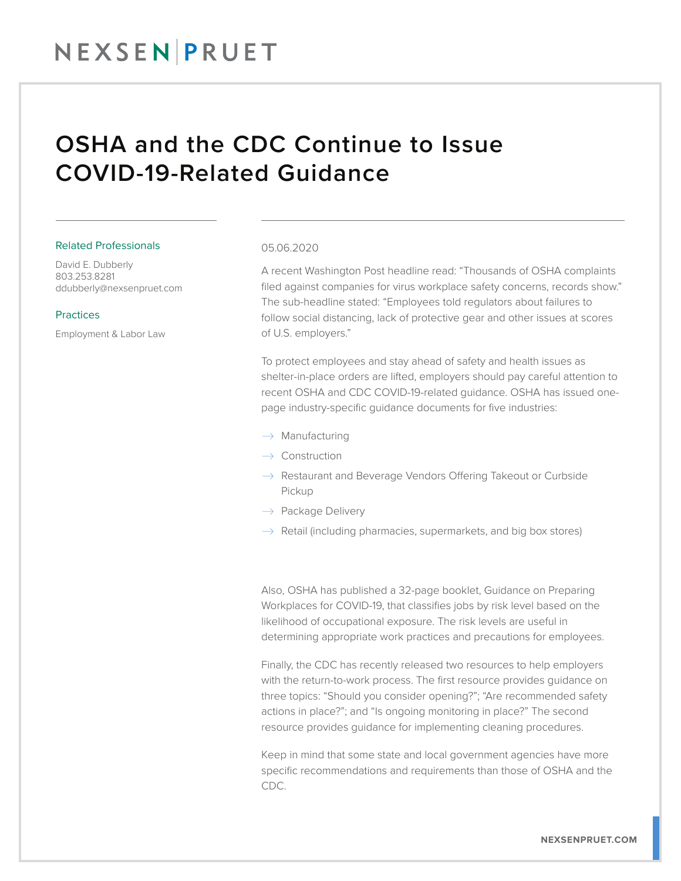NEXSEN | PRUET

# OSHA and the CDC Continue to Issue COVID-19-Related Guidance

### Related Professionals

David E. Dubberly
803.253.8281
ddubberly@nexsenpruet.com

### Practices

Employment & Labor Law

05.06.2020

A recent Washington Post headline read: "Thousands of OSHA complaints filed against companies for virus workplace safety concerns, records show." The sub-headline stated: "Employees told regulators about failures to follow social distancing, lack of protective gear and other issues at scores of U.S. employers."

To protect employees and stay ahead of safety and health issues as shelter-in-place orders are lifted, employers should pay careful attention to recent OSHA and CDC COVID-19-related guidance. OSHA has issued one-page industry-specific guidance documents for five industries:

- Manufacturing
- Construction
- Restaurant and Beverage Vendors Offering Takeout or Curbside Pickup
- Package Delivery
- Retail (including pharmacies, supermarkets, and big box stores)

Also, OSHA has published a 32-page booklet, Guidance on Preparing Workplaces for COVID-19, that classifies jobs by risk level based on the likelihood of occupational exposure. The risk levels are useful in determining appropriate work practices and precautions for employees.

Finally, the CDC has recently released two resources to help employers with the return-to-work process. The first resource provides guidance on three topics: "Should you consider opening?"; "Are recommended safety actions in place?"; and "Is ongoing monitoring in place?" The second resource provides guidance for implementing cleaning procedures.

Keep in mind that some state and local government agencies have more specific recommendations and requirements than those of OSHA and the CDC.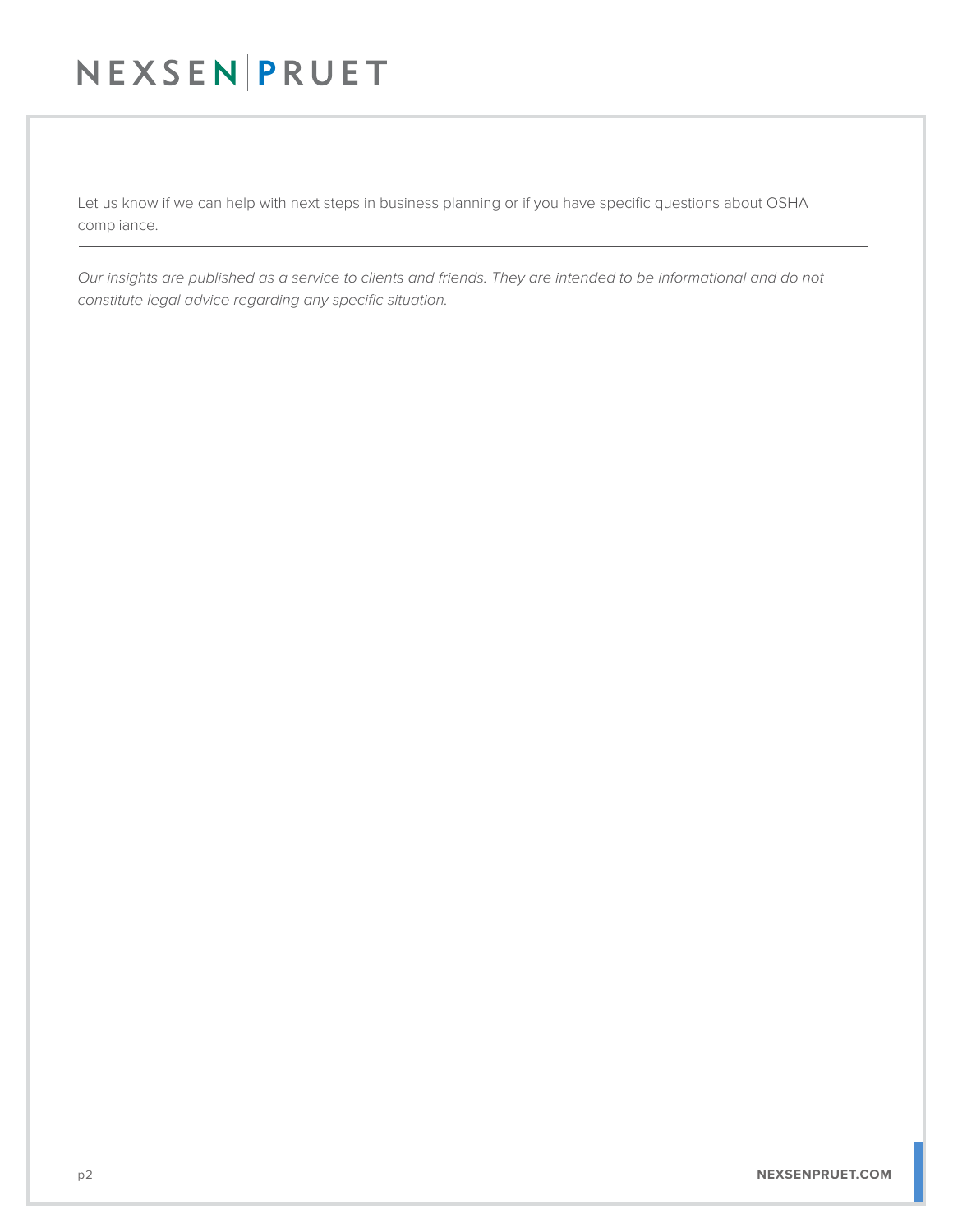Let us know if we can help with next steps in business planning or if you have specific questions about OSHA compliance.

---

*Our insights are published as a service to clients and friends. They are intended to be informational and do not constitute legal advice regarding any specific situation.*